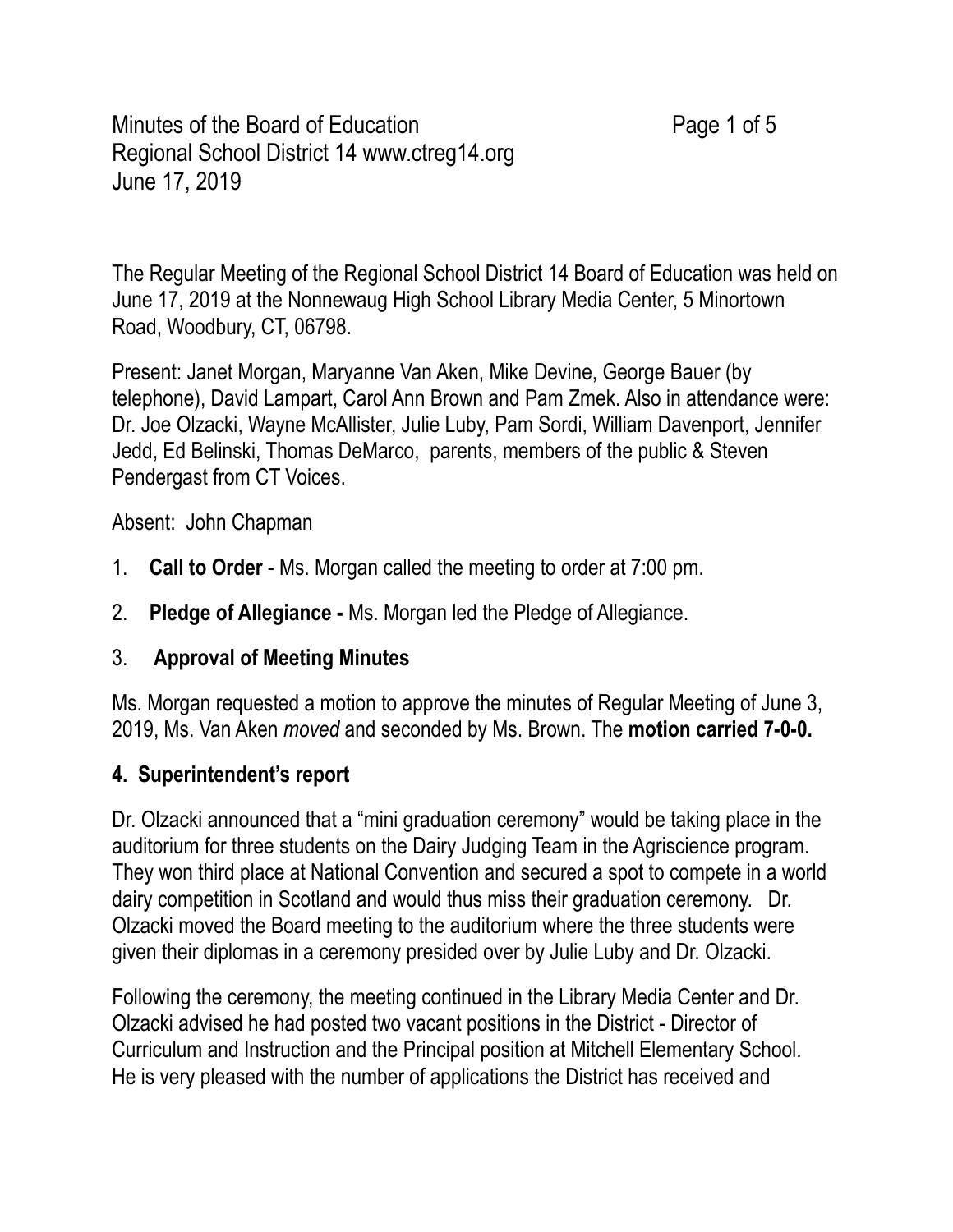Minutes of the Board of Education
Regional School District 14 www.ctreg14.org
June 17, 2019

The Regular Meeting of the Regional School District 14 Board of Education was held on June 17, 2019 at the Nonnewaug High School Library Media Center, 5 Minortown Road, Woodbury, CT, 06798.

Present: Janet Morgan, Maryanne Van Aken, Mike Devine, George Bauer (by telephone), David Lampart, Carol Ann Brown and Pam Zmek. Also in attendance were: Dr. Joe Olzacki, Wayne McAllister, Julie Luby, Pam Sordi, William Davenport, Jennifer Jedd, Ed Belinski, Thomas DeMarco, parents, members of the public & Steven Pendergast from CT Voices.

Absent: John Chapman

1. **Call to Order** - Ms. Morgan called the meeting to order at 7:00 pm.
2. **Pledge of Allegiance -** Ms. Morgan led the Pledge of Allegiance.
3. **Approval of Meeting Minutes**

Ms. Morgan requested a motion to approve the minutes of Regular Meeting of June 3, 2019, Ms. Van Aken *moved* and seconded by Ms. Brown. The **motion carried 7-0-0.**

**4. Superintendent's report**

Dr. Olzacki announced that a "mini graduation ceremony" would be taking place in the auditorium for three students on the Dairy Judging Team in the Agriscience program. They won third place at National Convention and secured a spot to compete in a world dairy competition in Scotland and would thus miss their graduation ceremony. Dr. Olzacki moved the Board meeting to the auditorium where the three students were given their diplomas in a ceremony presided over by Julie Luby and Dr. Olzacki.

Following the ceremony, the meeting continued in the Library Media Center and Dr. Olzacki advised he had posted two vacant positions in the District - Director of Curriculum and Instruction and the Principal position at Mitchell Elementary School. He is very pleased with the number of applications the District has received and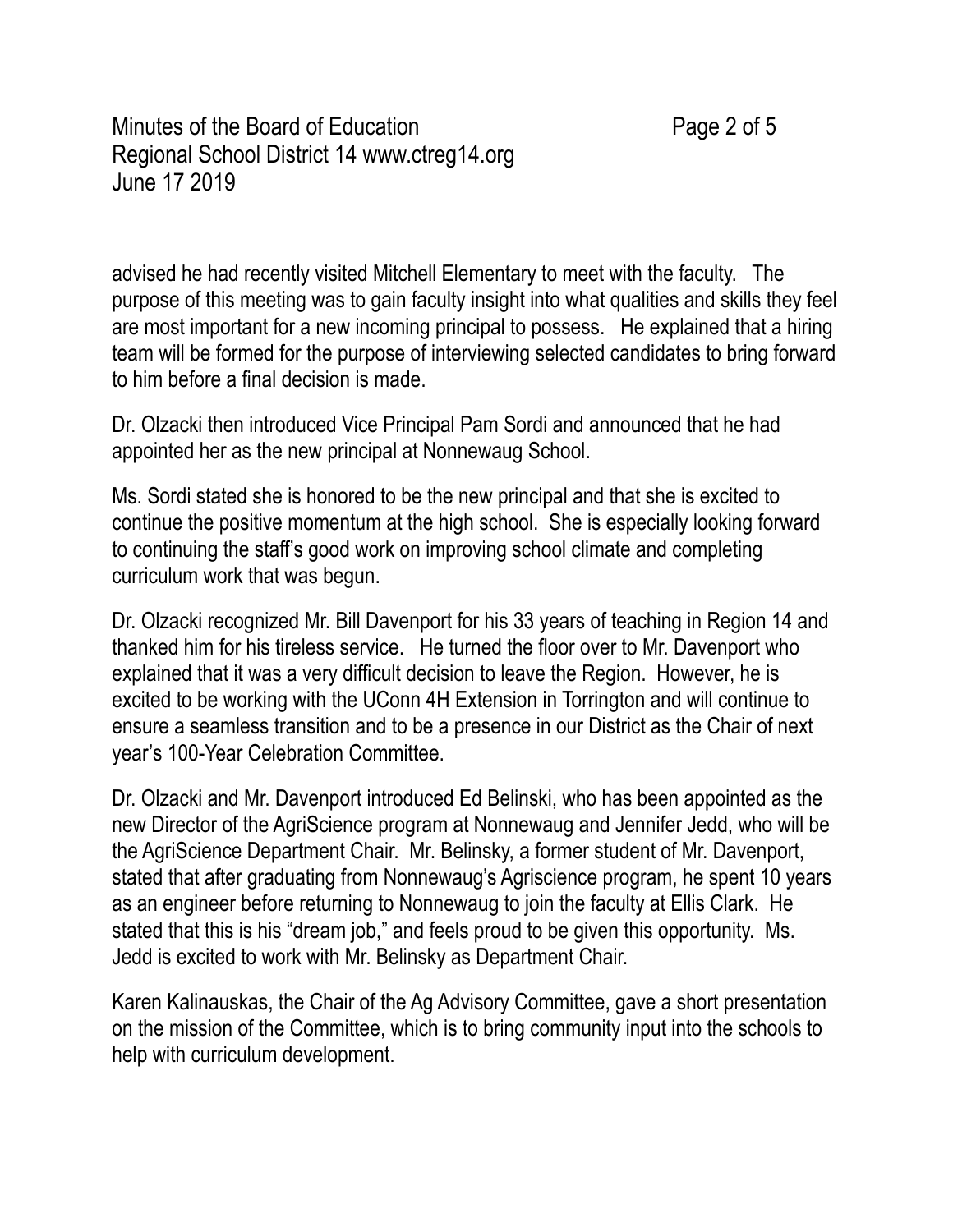advised he had recently visited Mitchell Elementary to meet with the faculty. The purpose of this meeting was to gain faculty insight into what qualities and skills they feel are most important for a new incoming principal to possess. He explained that a hiring team will be formed for the purpose of interviewing selected candidates to bring forward to him before a final decision is made.

Dr. Olzacki then introduced Vice Principal Pam Sordi and announced that he had appointed her as the new principal at Nonnewaug School.

Ms. Sordi stated she is honored to be the new principal and that she is excited to continue the positive momentum at the high school. She is especially looking forward to continuing the staff's good work on improving school climate and completing curriculum work that was begun.

Dr. Olzacki recognized Mr. Bill Davenport for his 33 years of teaching in Region 14 and thanked him for his tireless service. He turned the floor over to Mr. Davenport who explained that it was a very difficult decision to leave the Region. However, he is excited to be working with the UConn 4H Extension in Torrington and will continue to ensure a seamless transition and to be a presence in our District as the Chair of next year's 100-Year Celebration Committee.

Dr. Olzacki and Mr. Davenport introduced Ed Belinski, who has been appointed as the new Director of the AgriScience program at Nonnewaug and Jennifer Jedd, who will be the AgriScience Department Chair. Mr. Belinsky, a former student of Mr. Davenport, stated that after graduating from Nonnewaug's Agriscience program, he spent 10 years as an engineer before returning to Nonnewaug to join the faculty at Ellis Clark. He stated that this is his "dream job," and feels proud to be given this opportunity. Ms. Jedd is excited to work with Mr. Belinsky as Department Chair.

Karen Kalinauskas, the Chair of the Ag Advisory Committee, gave a short presentation on the mission of the Committee, which is to bring community input into the schools to help with curriculum development.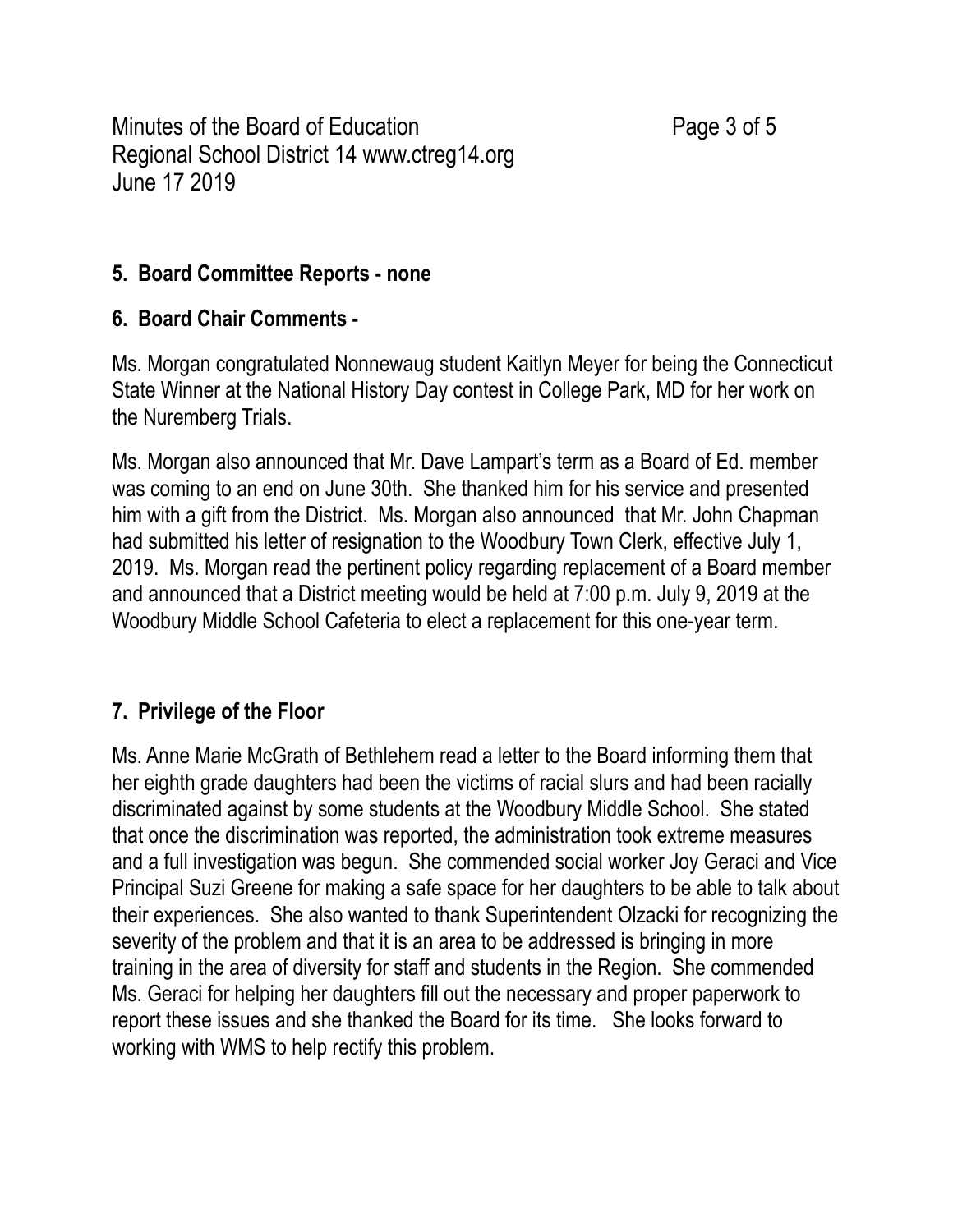## 5. Board Committee Reports - none

## 6. Board Chair Comments -

Ms. Morgan congratulated Nonnewaug student Kaitlyn Meyer for being the Connecticut State Winner at the National History Day contest in College Park, MD for her work on the Nuremberg Trials.

Ms. Morgan also announced that Mr. Dave Lampart's term as a Board of Ed. member was coming to an end on June 30th. She thanked him for his service and presented him with a gift from the District. Ms. Morgan also announced that Mr. John Chapman had submitted his letter of resignation to the Woodbury Town Clerk, effective July 1, 2019. Ms. Morgan read the pertinent policy regarding replacement of a Board member and announced that a District meeting would be held at 7:00 p.m. July 9, 2019 at the Woodbury Middle School Cafeteria to elect a replacement for this one-year term.

## 7. Privilege of the Floor

Ms. Anne Marie McGrath of Bethlehem read a letter to the Board informing them that her eighth grade daughters had been the victims of racial slurs and had been racially discriminated against by some students at the Woodbury Middle School. She stated that once the discrimination was reported, the administration took extreme measures and a full investigation was begun. She commended social worker Joy Geraci and Vice Principal Suzi Greene for making a safe space for her daughters to be able to talk about their experiences. She also wanted to thank Superintendent Olzacki for recognizing the severity of the problem and that it is an area to be addressed is bringing in more training in the area of diversity for staff and students in the Region. She commended Ms. Geraci for helping her daughters fill out the necessary and proper paperwork to report these issues and she thanked the Board for its time. She looks forward to working with WMS to help rectify this problem.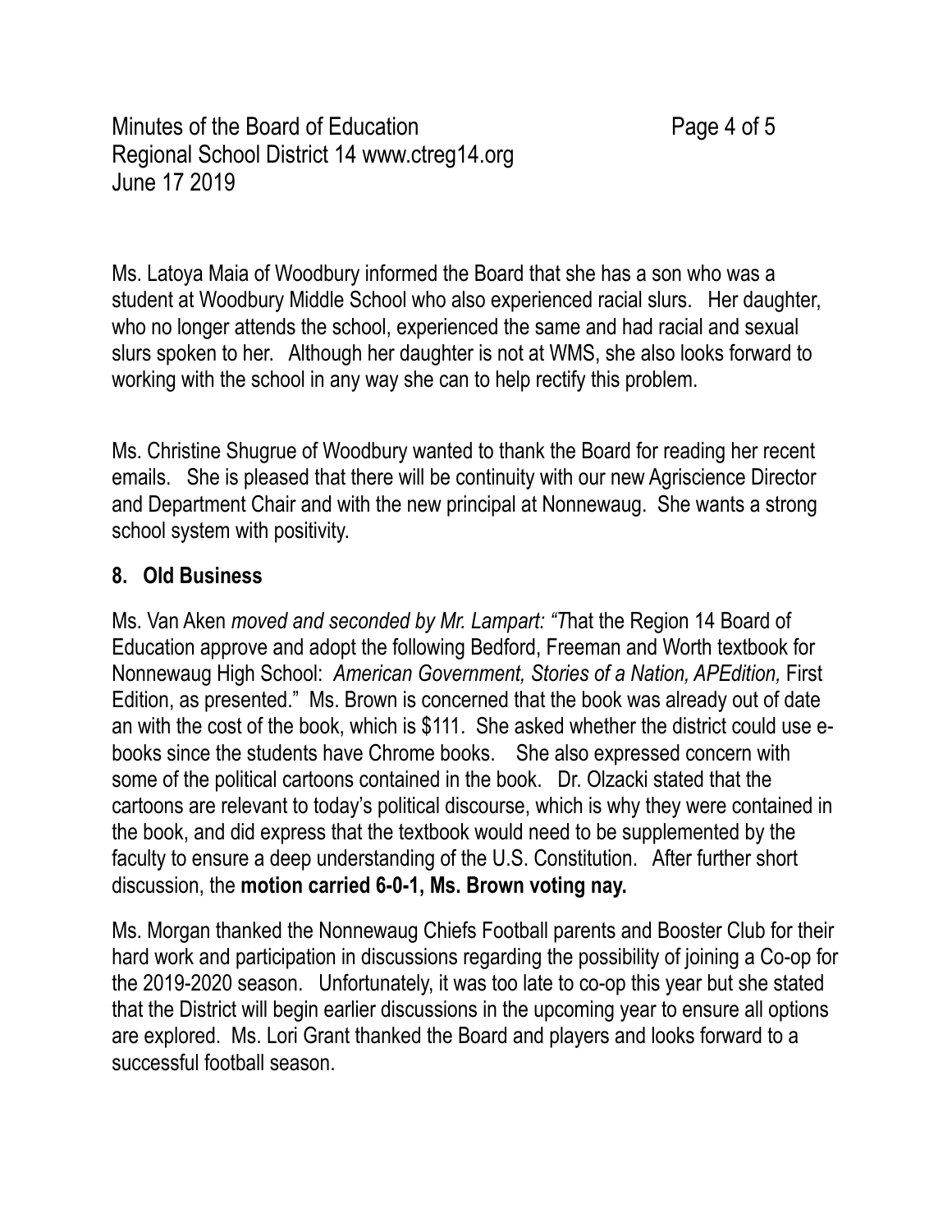Ms. Latoya Maia of Woodbury informed the Board that she has a son who was a student at Woodbury Middle School who also experienced racial slurs. Her daughter, who no longer attends the school, experienced the same and had racial and sexual slurs spoken to her. Although her daughter is not at WMS, she also looks forward to working with the school in any way she can to help rectify this problem.

Ms. Christine Shugrue of Woodbury wanted to thank the Board for reading her recent emails. She is pleased that there will be continuity with our new Agriscience Director and Department Chair and with the new principal at Nonnewaug. She wants a strong school system with positivity.

## 8. Old Business

Ms. Van Aken *moved and seconded by Mr. Lampart: "T*hat the Region 14 Board of Education approve and adopt the following Bedford, Freeman and Worth textbook for Nonnewaug High School: *American Government, Stories of a Nation, APEdition,* First Edition, as presented." Ms. Brown is concerned that the book was already out of date an with the cost of the book, which is $111. She asked whether the district could use e-books since the students have Chrome books. She also expressed concern with some of the political cartoons contained in the book. Dr. Olzacki stated that the cartoons are relevant to today's political discourse, which is why they were contained in the book, and did express that the textbook would need to be supplemented by the faculty to ensure a deep understanding of the U.S. Constitution. After further short discussion, the **motion carried 6-0-1, Ms. Brown voting nay.**

Ms. Morgan thanked the Nonnewaug Chiefs Football parents and Booster Club for their hard work and participation in discussions regarding the possibility of joining a Co-op for the 2019-2020 season. Unfortunately, it was too late to co-op this year but she stated that the District will begin earlier discussions in the upcoming year to ensure all options are explored. Ms. Lori Grant thanked the Board and players and looks forward to a successful football season.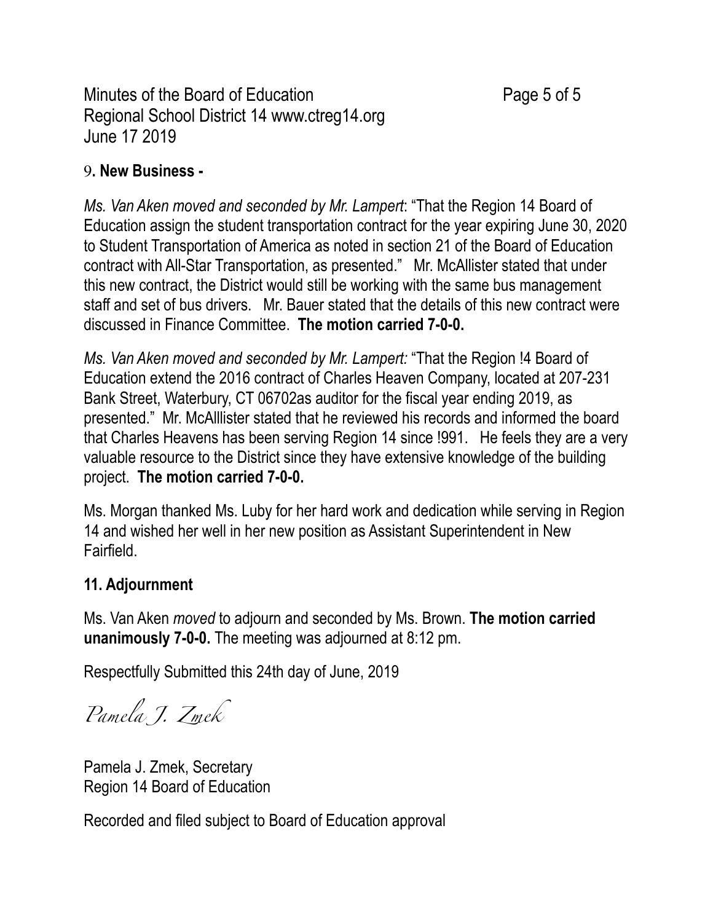Minutes of the Board of Education
Regional School District 14 www.ctreg14.org
June 17 2019

### 9. New Business -

*Ms. Van Aken moved and seconded by Mr. Lampert*: "That the Region 14 Board of Education assign the student transportation contract for the year expiring June 30, 2020 to Student Transportation of America as noted in section 21 of the Board of Education contract with All-Star Transportation, as presented." Mr. McAllister stated that under this new contract, the District would still be working with the same bus management staff and set of bus drivers. Mr. Bauer stated that the details of this new contract were discussed in Finance Committee. **The motion carried 7-0-0.**

*Ms. Van Aken moved and seconded by Mr. Lampert:* "That the Region !4 Board of Education extend the 2016 contract of Charles Heaven Company, located at 207-231 Bank Street, Waterbury, CT 06702as auditor for the fiscal year ending 2019, as presented." Mr. McAlllister stated that he reviewed his records and informed the board that Charles Heavens has been serving Region 14 since !991. He feels they are a very valuable resource to the District since they have extensive knowledge of the building project. **The motion carried 7-0-0.**

Ms. Morgan thanked Ms. Luby for her hard work and dedication while serving in Region 14 and wished her well in her new position as Assistant Superintendent in New Fairfield.

### 11. Adjournment

Ms. Van Aken *moved* to adjourn and seconded by Ms. Brown. **The motion carried unanimously 7-0-0.** The meeting was adjourned at 8:12 pm.

Respectfully Submitted this 24th day of June, 2019

*Pamela J. Zmek*

Pamela J. Zmek, Secretary
Region 14 Board of Education

Recorded and filed subject to Board of Education approval